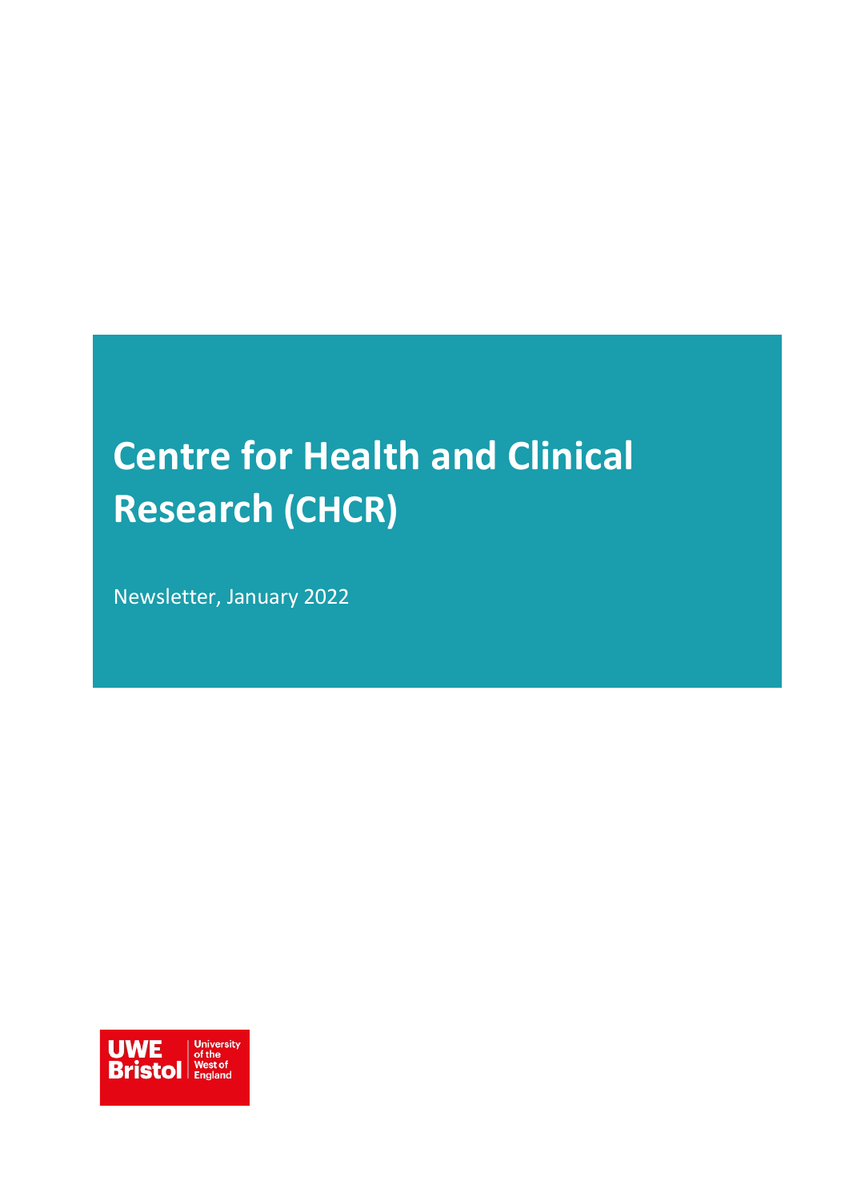# Centre for Health and Clinical Research (CHCR)

Newsletter, January 2022

UWE Bristol | University of the West of England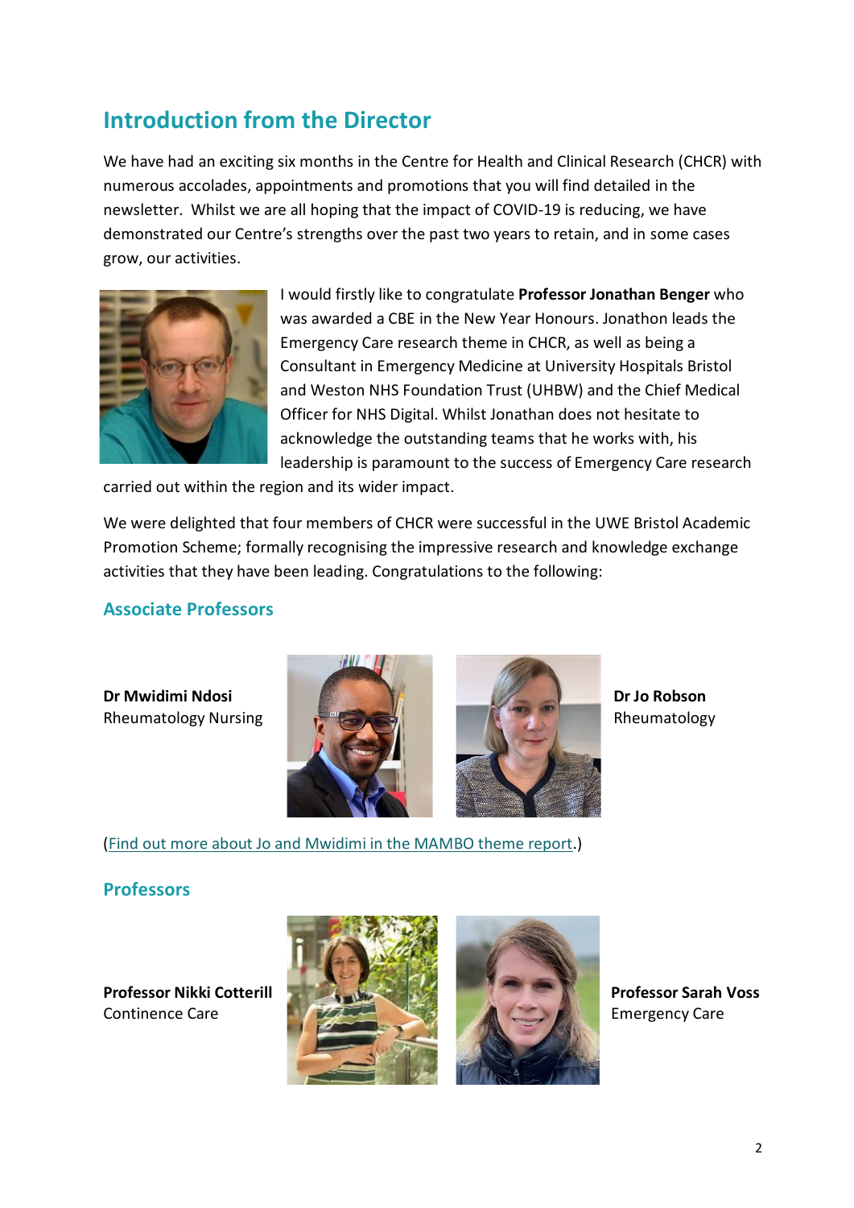## Introduction from the Director

We have had an exciting six months in the Centre for Health and Clinical Research (CHCR) with numerous accolades, appointments and promotions that you will find detailed in the newsletter. Whilst we are all hoping that the impact of COVID-19 is reducing, we have demonstrated our Centre's strengths over the past two years to retain, and in some cases grow, our activities.

I would firstly like to congratulate **Professor Jonathan Benger** who was awarded a CBE in the New Year Honours. Jonathon leads the Emergency Care research theme in CHCR, as well as being a Consultant in Emergency Medicine at University Hospitals Bristol and Weston NHS Foundation Trust (UHBW) and the Chief Medical Officer for NHS Digital. Whilst Jonathan does not hesitate to acknowledge the outstanding teams that he works with, his leadership is paramount to the success of Emergency Care research carried out within the region and its wider impact.

We were delighted that four members of CHCR were successful in the UWE Bristol Academic Promotion Scheme; formally recognising the impressive research and knowledge exchange activities that they have been leading. Congratulations to the following:

### Associate Professors

**Dr Mwidimi Ndosi**
Rheumatology Nursing

**Dr Jo Robson**
Rheumatology

(Find out more about Jo and Mwidimi in the MAMBO theme report.)

### Professors

**Professor Nikki Cotterill**
Continence Care

**Professor Sarah Voss**
Emergency Care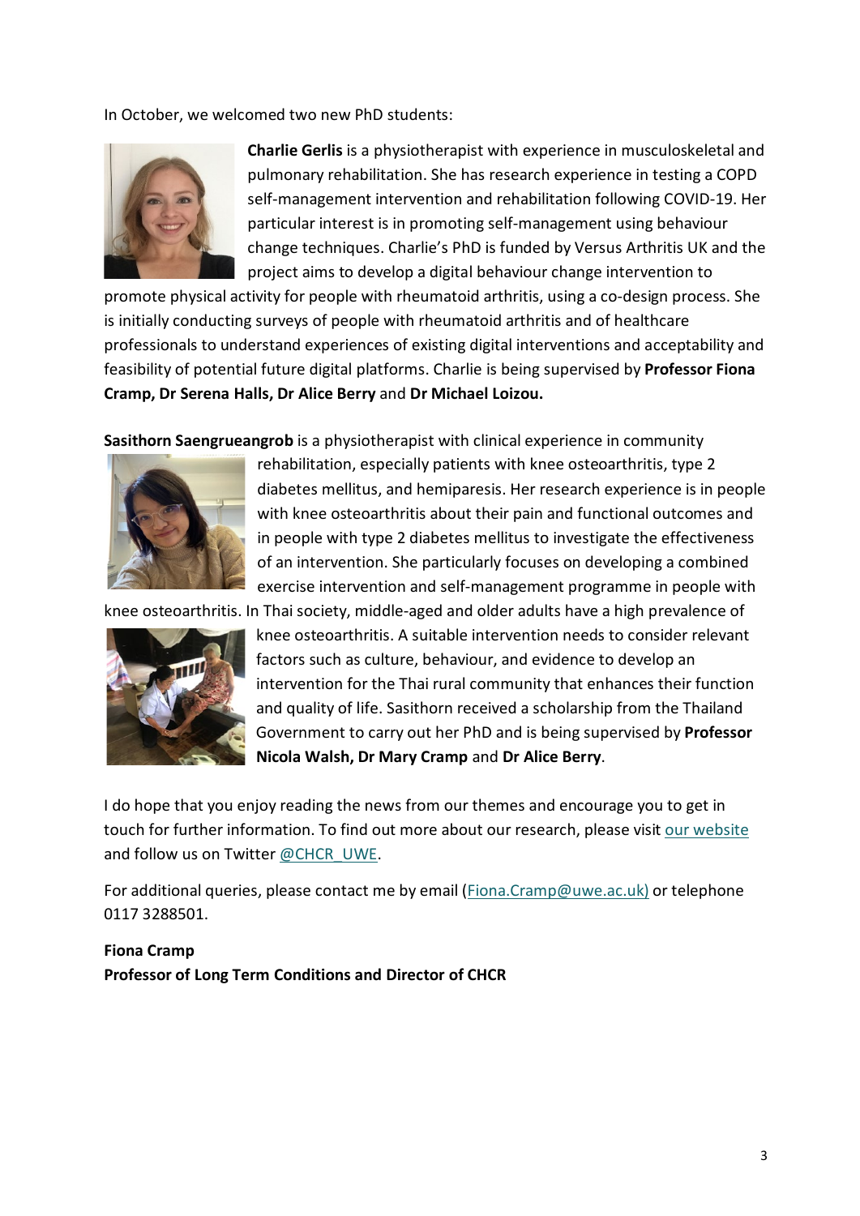In October, we welcomed two new PhD students:

**Charlie Gerlis** is a physiotherapist with experience in musculoskeletal and pulmonary rehabilitation. She has research experience in testing a COPD self-management intervention and rehabilitation following COVID-19. Her particular interest is in promoting self-management using behaviour change techniques. Charlie's PhD is funded by Versus Arthritis UK and the project aims to develop a digital behaviour change intervention to promote physical activity for people with rheumatoid arthritis, using a co-design process. She is initially conducting surveys of people with rheumatoid arthritis and of healthcare professionals to understand experiences of existing digital interventions and acceptability and feasibility of potential future digital platforms. Charlie is being supervised by **Professor Fiona Cramp, Dr Serena Halls, Dr Alice Berry** and **Dr Michael Loizou.**

**Sasithorn Saengrueangrob** is a physiotherapist with clinical experience in community rehabilitation, especially patients with knee osteoarthritis, type 2 diabetes mellitus, and hemiparesis. Her research experience is in people with knee osteoarthritis about their pain and functional outcomes and in people with type 2 diabetes mellitus to investigate the effectiveness of an intervention. She particularly focuses on developing a combined exercise intervention and self-management programme in people with knee osteoarthritis. In Thai society, middle-aged and older adults have a high prevalence of knee osteoarthritis. A suitable intervention needs to consider relevant factors such as culture, behaviour, and evidence to develop an intervention for the Thai rural community that enhances their function and quality of life. Sasithorn received a scholarship from the Thailand Government to carry out her PhD and is being supervised by **Professor Nicola Walsh, Dr Mary Cramp** and **Dr Alice Berry**.

I do hope that you enjoy reading the news from our themes and encourage you to get in touch for further information. To find out more about our research, please visit our website and follow us on Twitter @CHCR_UWE.

For additional queries, please contact me by email (Fiona.Cramp@uwe.ac.uk) or telephone 0117 3288501.

**Fiona Cramp**
**Professor of Long Term Conditions and Director of CHCR**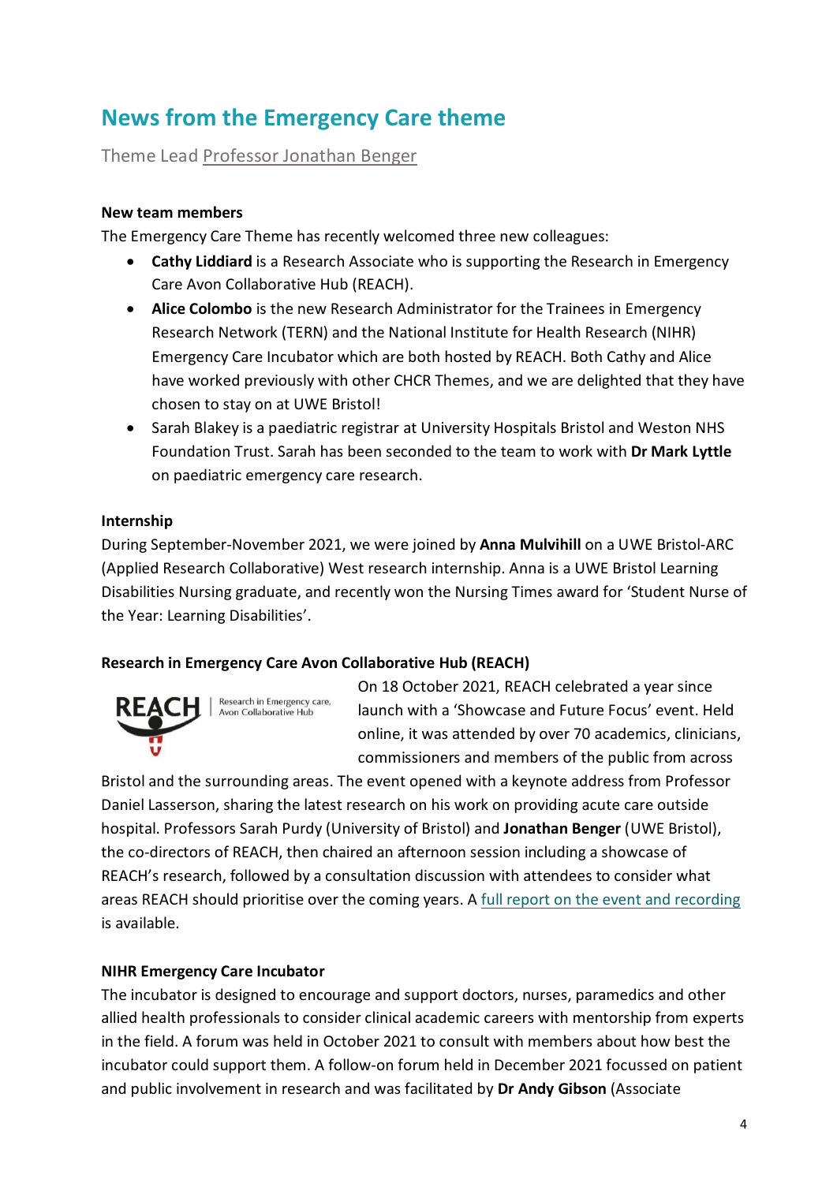## News from the Emergency Care theme

Theme Lead Professor Jonathan Benger

**New team members**

The Emergency Care Theme has recently welcomed three new colleagues:

- **Cathy Liddiard** is a Research Associate who is supporting the Research in Emergency Care Avon Collaborative Hub (REACH).
- **Alice Colombo** is the new Research Administrator for the Trainees in Emergency Research Network (TERN) and the National Institute for Health Research (NIHR) Emergency Care Incubator which are both hosted by REACH. Both Cathy and Alice have worked previously with other CHCR Themes, and we are delighted that they have chosen to stay on at UWE Bristol!
- Sarah Blakey is a paediatric registrar at University Hospitals Bristol and Weston NHS Foundation Trust. Sarah has been seconded to the team to work with **Dr Mark Lyttle** on paediatric emergency care research.

**Internship**

During September-November 2021, we were joined by **Anna Mulvihill** on a UWE Bristol-ARC (Applied Research Collaborative) West research internship. Anna is a UWE Bristol Learning Disabilities Nursing graduate, and recently won the Nursing Times award for 'Student Nurse of the Year: Learning Disabilities'.

**Research in Emergency Care Avon Collaborative Hub (REACH)**

On 18 October 2021, REACH celebrated a year since launch with a 'Showcase and Future Focus' event. Held online, it was attended by over 70 academics, clinicians, commissioners and members of the public from across Bristol and the surrounding areas. The event opened with a keynote address from Professor Daniel Lasserson, sharing the latest research on his work on providing acute care outside hospital. Professors Sarah Purdy (University of Bristol) and **Jonathan Benger** (UWE Bristol), the co-directors of REACH, then chaired an afternoon session including a showcase of REACH's research, followed by a consultation discussion with attendees to consider what areas REACH should prioritise over the coming years. A full report on the event and recording is available.

**NIHR Emergency Care Incubator**

The incubator is designed to encourage and support doctors, nurses, paramedics and other allied health professionals to consider clinical academic careers with mentorship from experts in the field. A forum was held in October 2021 to consult with members about how best the incubator could support them. A follow-on forum held in December 2021 focussed on patient and public involvement in research and was facilitated by **Dr Andy Gibson** (Associate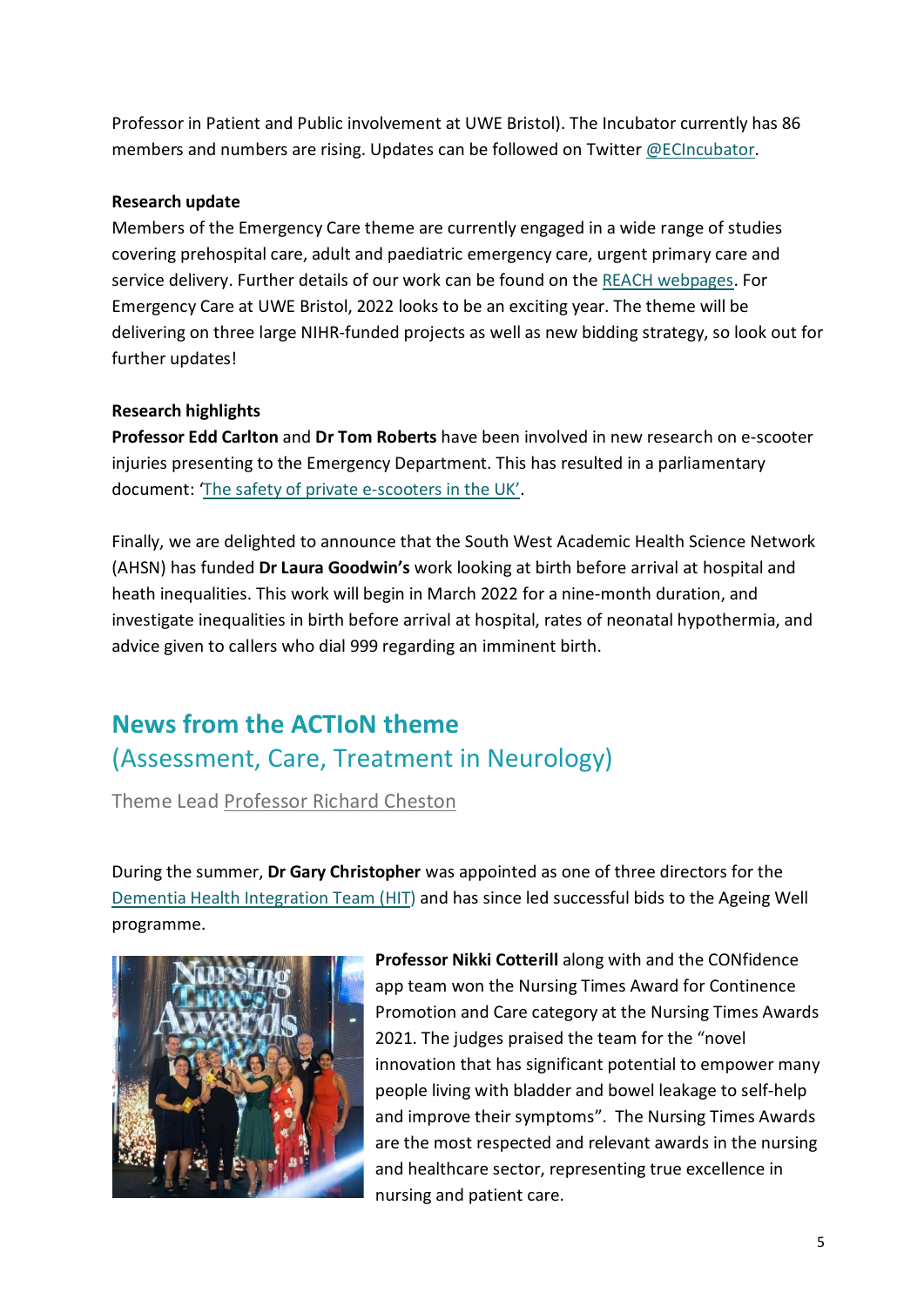Professor in Patient and Public involvement at UWE Bristol). The Incubator currently has 86 members and numbers are rising. Updates can be followed on Twitter @ECIncubator.

**Research update**

Members of the Emergency Care theme are currently engaged in a wide range of studies covering prehospital care, adult and paediatric emergency care, urgent primary care and service delivery. Further details of our work can be found on the REACH webpages. For Emergency Care at UWE Bristol, 2022 looks to be an exciting year. The theme will be delivering on three large NIHR-funded projects as well as new bidding strategy, so look out for further updates!

**Research highlights**

**Professor Edd Carlton** and **Dr Tom Roberts** have been involved in new research on e-scooter injuries presenting to the Emergency Department. This has resulted in a parliamentary document: 'The safety of private e-scooters in the UK'.

Finally, we are delighted to announce that the South West Academic Health Science Network (AHSN) has funded **Dr Laura Goodwin's** work looking at birth before arrival at hospital and heath inequalities. This work will begin in March 2022 for a nine-month duration, and investigate inequalities in birth before arrival at hospital, rates of neonatal hypothermia, and advice given to callers who dial 999 regarding an imminent birth.

## News from the ACTIoN theme
## (Assessment, Care, Treatment in Neurology)

Theme Lead Professor Richard Cheston

During the summer, **Dr Gary Christopher** was appointed as one of three directors for the Dementia Health Integration Team (HIT) and has since led successful bids to the Ageing Well programme.

**Professor Nikki Cotterill** along with and the CONfidence app team won the Nursing Times Award for Continence Promotion and Care category at the Nursing Times Awards 2021. The judges praised the team for the "novel innovation that has significant potential to empower many people living with bladder and bowel leakage to self-help and improve their symptoms". The Nursing Times Awards are the most respected and relevant awards in the nursing and healthcare sector, representing true excellence in nursing and patient care.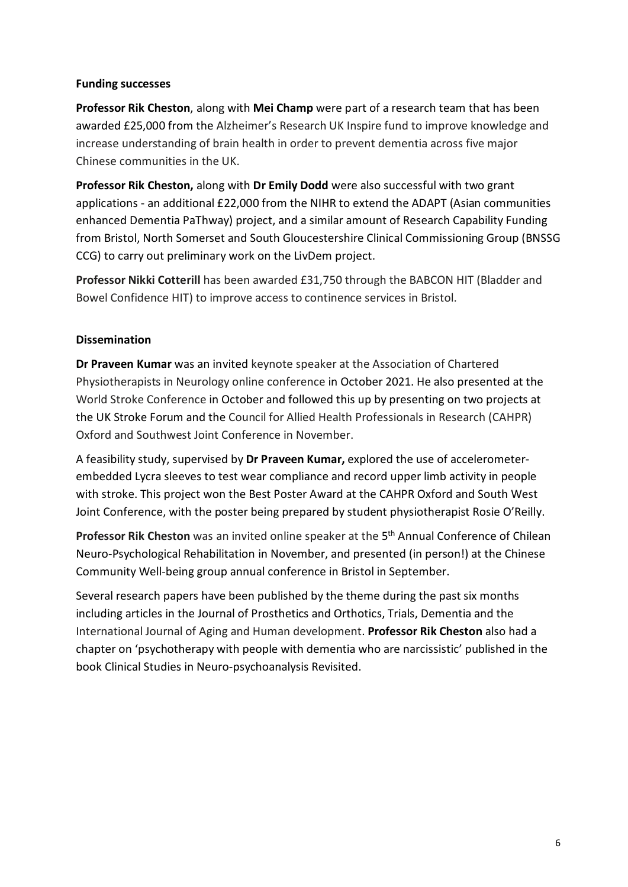**Funding successes**

**Professor Rik Cheston**, along with **Mei Champ** were part of a research team that has been awarded £25,000 from the Alzheimer's Research UK Inspire fund to improve knowledge and increase understanding of brain health in order to prevent dementia across five major Chinese communities in the UK.

**Professor Rik Cheston,** along with **Dr Emily Dodd** were also successful with two grant applications - an additional £22,000 from the NIHR to extend the ADAPT (Asian communities enhanced Dementia PaThway) project, and a similar amount of Research Capability Funding from Bristol, North Somerset and South Gloucestershire Clinical Commissioning Group (BNSSG CCG) to carry out preliminary work on the LivDem project.

**Professor Nikki Cotterill** has been awarded £31,750 through the BABCON HIT (Bladder and Bowel Confidence HIT) to improve access to continence services in Bristol.

**Dissemination**

**Dr Praveen Kumar** was an invited keynote speaker at the Association of Chartered Physiotherapists in Neurology online conference in October 2021. He also presented at the World Stroke Conference in October and followed this up by presenting on two projects at the UK Stroke Forum and the Council for Allied Health Professionals in Research (CAHPR) Oxford and Southwest Joint Conference in November.

A feasibility study, supervised by **Dr Praveen Kumar,** explored the use of accelerometer-embedded Lycra sleeves to test wear compliance and record upper limb activity in people with stroke. This project won the Best Poster Award at the CAHPR Oxford and South West Joint Conference, with the poster being prepared by student physiotherapist Rosie O'Reilly.

**Professor Rik Cheston** was an invited online speaker at the 5th Annual Conference of Chilean Neuro-Psychological Rehabilitation in November, and presented (in person!) at the Chinese Community Well-being group annual conference in Bristol in September.

Several research papers have been published by the theme during the past six months including articles in the Journal of Prosthetics and Orthotics, Trials, Dementia and the International Journal of Aging and Human development. **Professor Rik Cheston** also had a chapter on 'psychotherapy with people with dementia who are narcissistic' published in the book Clinical Studies in Neuro-psychoanalysis Revisited.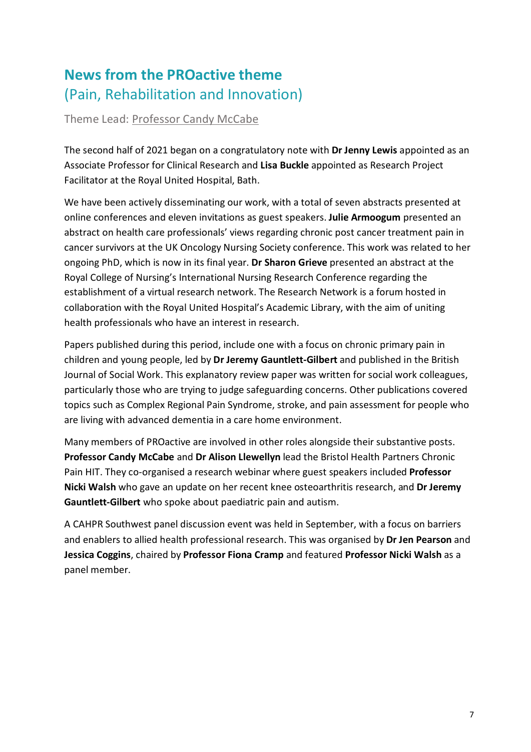## News from the PROactive theme

(Pain, Rehabilitation and Innovation)

Theme Lead: Professor Candy McCabe

The second half of 2021 began on a congratulatory note with **Dr Jenny Lewis** appointed as an Associate Professor for Clinical Research and **Lisa Buckle** appointed as Research Project Facilitator at the Royal United Hospital, Bath.

We have been actively disseminating our work, with a total of seven abstracts presented at online conferences and eleven invitations as guest speakers. **Julie Armoogum** presented an abstract on health care professionals' views regarding chronic post cancer treatment pain in cancer survivors at the UK Oncology Nursing Society conference. This work was related to her ongoing PhD, which is now in its final year. **Dr Sharon Grieve** presented an abstract at the Royal College of Nursing's International Nursing Research Conference regarding the establishment of a virtual research network. The Research Network is a forum hosted in collaboration with the Royal United Hospital's Academic Library, with the aim of uniting health professionals who have an interest in research.

Papers published during this period, include one with a focus on chronic primary pain in children and young people, led by **Dr Jeremy Gauntlett-Gilbert** and published in the British Journal of Social Work. This explanatory review paper was written for social work colleagues, particularly those who are trying to judge safeguarding concerns. Other publications covered topics such as Complex Regional Pain Syndrome, stroke, and pain assessment for people who are living with advanced dementia in a care home environment.

Many members of PROactive are involved in other roles alongside their substantive posts. **Professor Candy McCabe** and **Dr Alison Llewellyn** lead the Bristol Health Partners Chronic Pain HIT. They co-organised a research webinar where guest speakers included **Professor Nicki Walsh** who gave an update on her recent knee osteoarthritis research, and **Dr Jeremy Gauntlett-Gilbert** who spoke about paediatric pain and autism.

A CAHPR Southwest panel discussion event was held in September, with a focus on barriers and enablers to allied health professional research. This was organised by **Dr Jen Pearson** and **Jessica Coggins**, chaired by **Professor Fiona Cramp** and featured **Professor Nicki Walsh** as a panel member.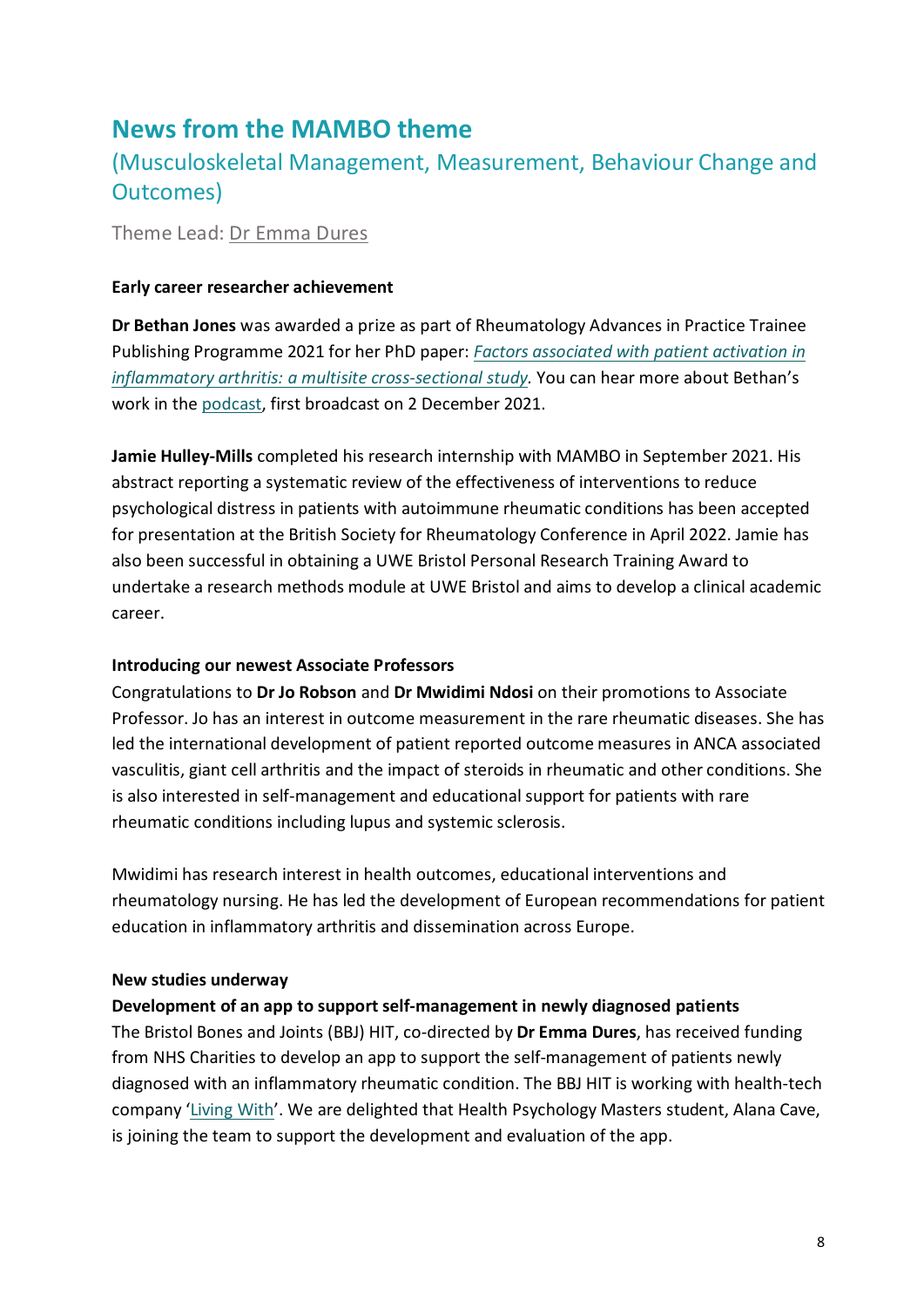# News from the MAMBO theme

## (Musculoskeletal Management, Measurement, Behaviour Change and Outcomes)

Theme Lead: Dr Emma Dures

**Early career researcher achievement**

**Dr Bethan Jones** was awarded a prize as part of Rheumatology Advances in Practice Trainee Publishing Programme 2021 for her PhD paper: *Factors associated with patient activation in inflammatory arthritis: a multisite cross-sectional study*. You can hear more about Bethan's work in the podcast, first broadcast on 2 December 2021.

**Jamie Hulley-Mills** completed his research internship with MAMBO in September 2021. His abstract reporting a systematic review of the effectiveness of interventions to reduce psychological distress in patients with autoimmune rheumatic conditions has been accepted for presentation at the British Society for Rheumatology Conference in April 2022. Jamie has also been successful in obtaining a UWE Bristol Personal Research Training Award to undertake a research methods module at UWE Bristol and aims to develop a clinical academic career.

**Introducing our newest Associate Professors**

Congratulations to **Dr Jo Robson** and **Dr Mwidimi Ndosi** on their promotions to Associate Professor. Jo has an interest in outcome measurement in the rare rheumatic diseases. She has led the international development of patient reported outcome measures in ANCA associated vasculitis, giant cell arthritis and the impact of steroids in rheumatic and other conditions. She is also interested in self-management and educational support for patients with rare rheumatic conditions including lupus and systemic sclerosis.

Mwidimi has research interest in health outcomes, educational interventions and rheumatology nursing. He has led the development of European recommendations for patient education in inflammatory arthritis and dissemination across Europe.

**New studies underway**

**Development of an app to support self-management in newly diagnosed patients**

The Bristol Bones and Joints (BBJ) HIT, co-directed by **Dr Emma Dures**, has received funding from NHS Charities to develop an app to support the self-management of patients newly diagnosed with an inflammatory rheumatic condition. The BBJ HIT is working with health-tech company 'Living With'. We are delighted that Health Psychology Masters student, Alana Cave, is joining the team to support the development and evaluation of the app.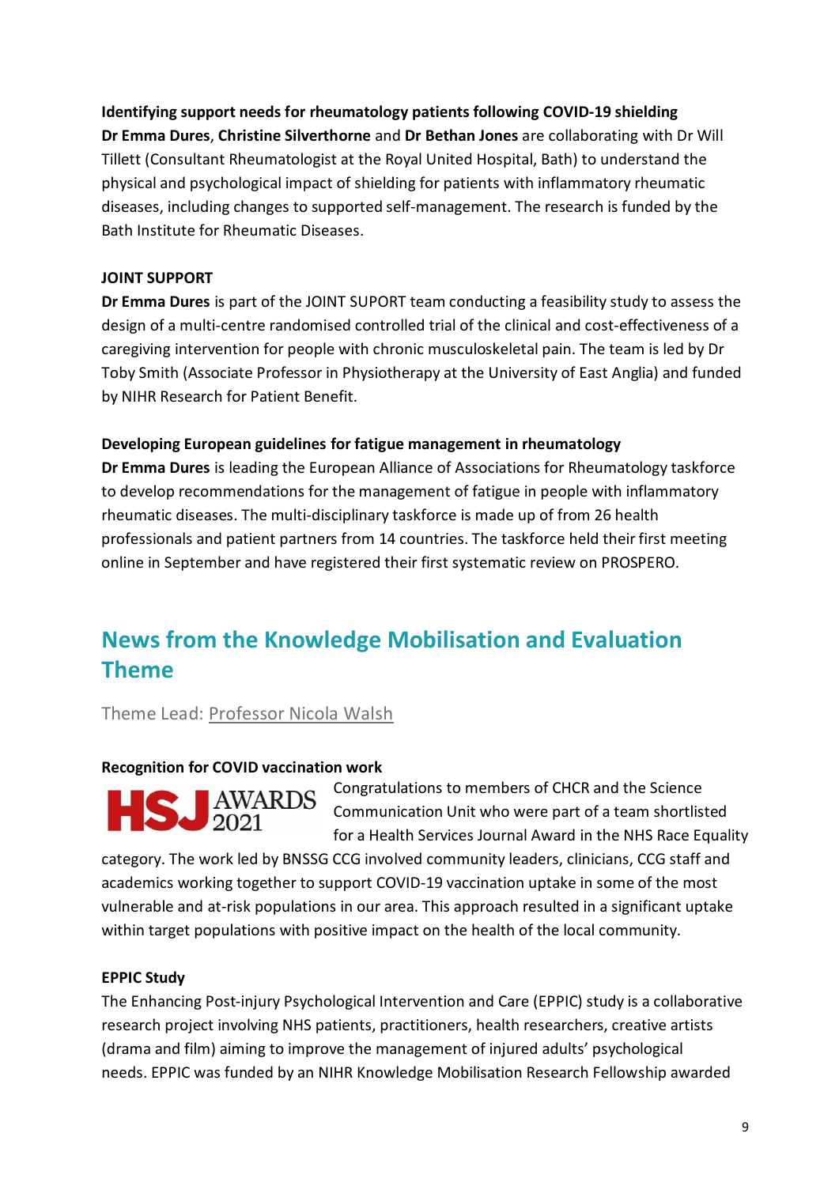**Identifying support needs for rheumatology patients following COVID-19 shielding**
**Dr Emma Dures**, **Christine Silverthorne** and **Dr Bethan Jones** are collaborating with Dr Will Tillett (Consultant Rheumatologist at the Royal United Hospital, Bath) to understand the physical and psychological impact of shielding for patients with inflammatory rheumatic diseases, including changes to supported self-management. The research is funded by the Bath Institute for Rheumatic Diseases.

**JOINT SUPPORT**
**Dr Emma Dures** is part of the JOINT SUPORT team conducting a feasibility study to assess the design of a multi-centre randomised controlled trial of the clinical and cost-effectiveness of a caregiving intervention for people with chronic musculoskeletal pain. The team is led by Dr Toby Smith (Associate Professor in Physiotherapy at the University of East Anglia) and funded by NIHR Research for Patient Benefit.

**Developing European guidelines for fatigue management in rheumatology**
**Dr Emma Dures** is leading the European Alliance of Associations for Rheumatology taskforce to develop recommendations for the management of fatigue in people with inflammatory rheumatic diseases. The multi-disciplinary taskforce is made up of from 26 health professionals and patient partners from 14 countries. The taskforce held their first meeting online in September and have registered their first systematic review on PROSPERO.

## News from the Knowledge Mobilisation and Evaluation Theme

Theme Lead: Professor Nicola Walsh

**Recognition for COVID vaccination work**

HSJ AWARDS 2021

Congratulations to members of CHCR and the Science Communication Unit who were part of a team shortlisted for a Health Services Journal Award in the NHS Race Equality category. The work led by BNSSG CCG involved community leaders, clinicians, CCG staff and academics working together to support COVID-19 vaccination uptake in some of the most vulnerable and at-risk populations in our area. This approach resulted in a significant uptake within target populations with positive impact on the health of the local community.

**EPPIC Study**
The Enhancing Post-injury Psychological Intervention and Care (EPPIC) study is a collaborative research project involving NHS patients, practitioners, health researchers, creative artists (drama and film) aiming to improve the management of injured adults' psychological needs. EPPIC was funded by an NIHR Knowledge Mobilisation Research Fellowship awarded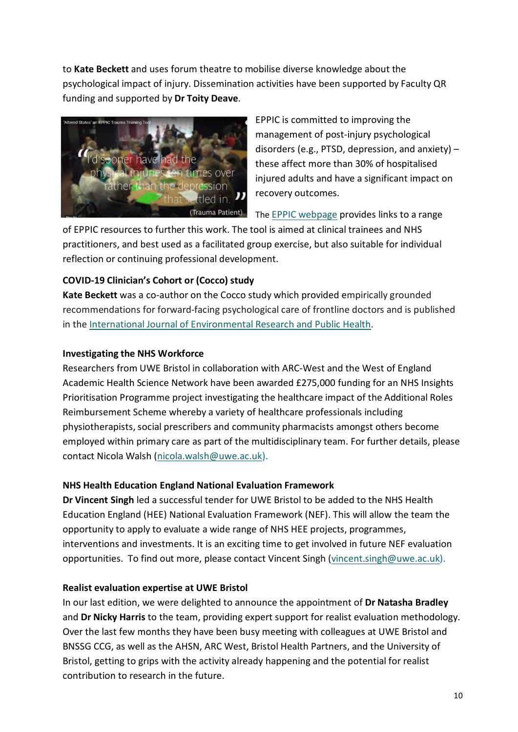to **Kate Beckett** and uses forum theatre to mobilise diverse knowledge about the psychological impact of injury. Dissemination activities have been supported by Faculty QR funding and supported by **Dr Toity Deave**.

EPPIC is committed to improving the management of post-injury psychological disorders (e.g., PTSD, depression, and anxiety) – these affect more than 30% of hospitalised injured adults and have a significant impact on recovery outcomes.

The EPPIC webpage provides links to a range of EPPIC resources to further this work. The tool is aimed at clinical trainees and NHS practitioners, and best used as a facilitated group exercise, but also suitable for individual reflection or continuing professional development.

**COVID-19 Clinician's Cohort or (Cocco) study**

**Kate Beckett** was a co-author on the Cocco study which provided empirically grounded recommendations for forward-facing psychological care of frontline doctors and is published in the International Journal of Environmental Research and Public Health.

**Investigating the NHS Workforce**

Researchers from UWE Bristol in collaboration with ARC-West and the West of England Academic Health Science Network have been awarded £275,000 funding for an NHS Insights Prioritisation Programme project investigating the healthcare impact of the Additional Roles Reimbursement Scheme whereby a variety of healthcare professionals including physiotherapists, social prescribers and community pharmacists amongst others become employed within primary care as part of the multidisciplinary team. For further details, please contact Nicola Walsh (nicola.walsh@uwe.ac.uk).

**NHS Health Education England National Evaluation Framework**

**Dr Vincent Singh** led a successful tender for UWE Bristol to be added to the NHS Health Education England (HEE) National Evaluation Framework (NEF). This will allow the team the opportunity to apply to evaluate a wide range of NHS HEE projects, programmes, interventions and investments. It is an exciting time to get involved in future NEF evaluation opportunities. To find out more, please contact Vincent Singh (vincent.singh@uwe.ac.uk).

**Realist evaluation expertise at UWE Bristol**

In our last edition, we were delighted to announce the appointment of **Dr Natasha Bradley** and **Dr Nicky Harris** to the team, providing expert support for realist evaluation methodology. Over the last few months they have been busy meeting with colleagues at UWE Bristol and BNSSG CCG, as well as the AHSN, ARC West, Bristol Health Partners, and the University of Bristol, getting to grips with the activity already happening and the potential for realist contribution to research in the future.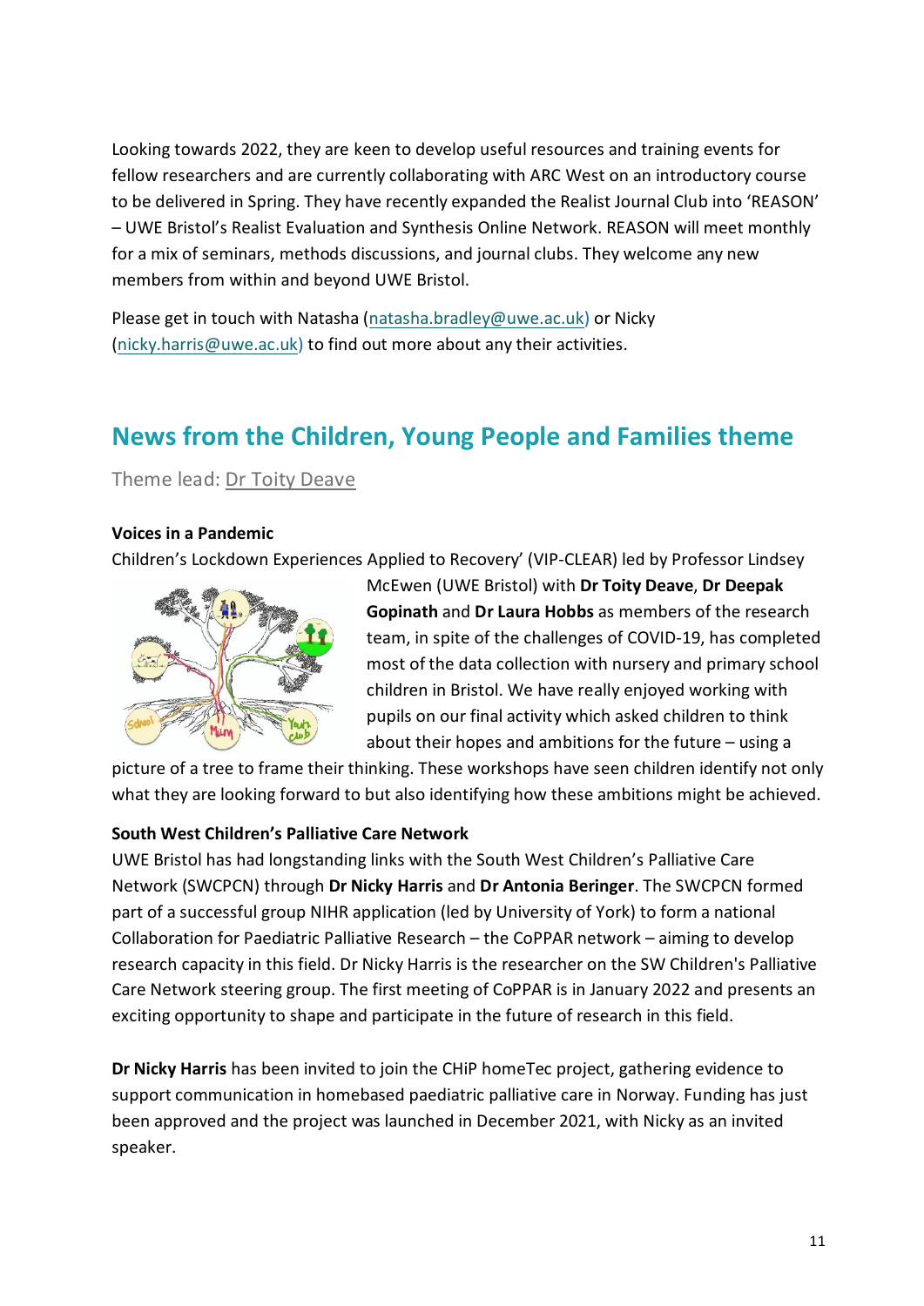Looking towards 2022, they are keen to develop useful resources and training events for fellow researchers and are currently collaborating with ARC West on an introductory course to be delivered in Spring. They have recently expanded the Realist Journal Club into 'REASON' – UWE Bristol's Realist Evaluation and Synthesis Online Network. REASON will meet monthly for a mix of seminars, methods discussions, and journal clubs. They welcome any new members from within and beyond UWE Bristol.

Please get in touch with Natasha (natasha.bradley@uwe.ac.uk) or Nicky (nicky.harris@uwe.ac.uk) to find out more about any their activities.

## News from the Children, Young People and Families theme

Theme lead: Dr Toity Deave

**Voices in a Pandemic**

Children's Lockdown Experiences Applied to Recovery' (VIP-CLEAR) led by Professor Lindsey McEwen (UWE Bristol) with **Dr Toity Deave**, **Dr Deepak Gopinath** and **Dr Laura Hobbs** as members of the research team, in spite of the challenges of COVID-19, has completed most of the data collection with nursery and primary school children in Bristol. We have really enjoyed working with pupils on our final activity which asked children to think about their hopes and ambitions for the future – using a picture of a tree to frame their thinking. These workshops have seen children identify not only what they are looking forward to but also identifying how these ambitions might be achieved.

**South West Children's Palliative Care Network**

UWE Bristol has had longstanding links with the South West Children's Palliative Care Network (SWCPCN) through **Dr Nicky Harris** and **Dr Antonia Beringer**. The SWCPCN formed part of a successful group NIHR application (led by University of York) to form a national Collaboration for Paediatric Palliative Research – the CoPPAR network – aiming to develop research capacity in this field. Dr Nicky Harris is the researcher on the SW Children's Palliative Care Network steering group. The first meeting of CoPPAR is in January 2022 and presents an exciting opportunity to shape and participate in the future of research in this field.

**Dr Nicky Harris** has been invited to join the CHiP homeTec project, gathering evidence to support communication in homebased paediatric palliative care in Norway. Funding has just been approved and the project was launched in December 2021, with Nicky as an invited speaker.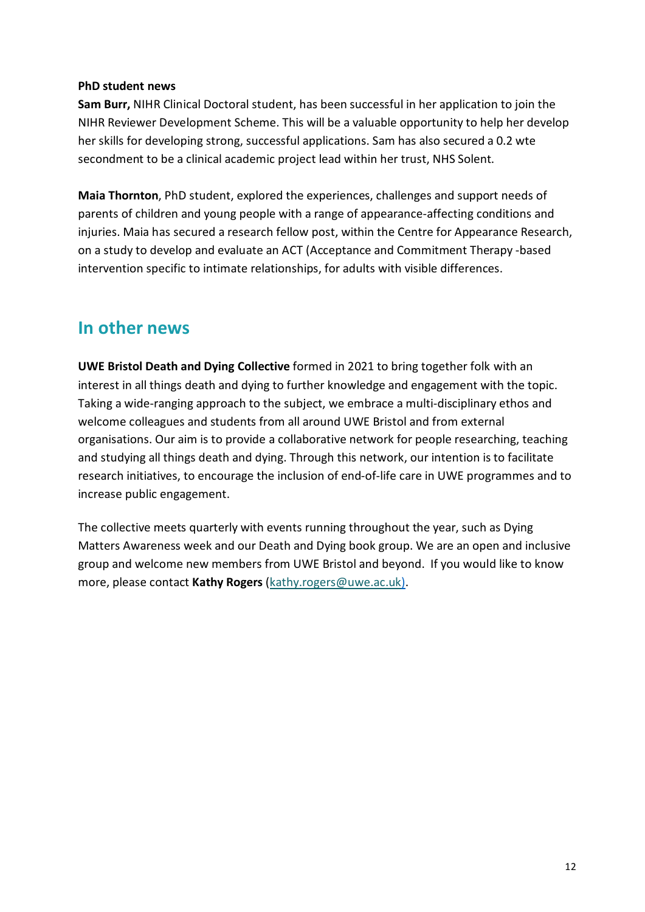**PhD student news**

**Sam Burr,** NIHR Clinical Doctoral student, has been successful in her application to join the NIHR Reviewer Development Scheme. This will be a valuable opportunity to help her develop her skills for developing strong, successful applications. Sam has also secured a 0.2 wte secondment to be a clinical academic project lead within her trust, NHS Solent.

**Maia Thornton**, PhD student, explored the experiences, challenges and support needs of parents of children and young people with a range of appearance-affecting conditions and injuries. Maia has secured a research fellow post, within the Centre for Appearance Research, on a study to develop and evaluate an ACT (Acceptance and Commitment Therapy -based intervention specific to intimate relationships, for adults with visible differences.

## In other news

**UWE Bristol Death and Dying Collective** formed in 2021 to bring together folk with an interest in all things death and dying to further knowledge and engagement with the topic. Taking a wide-ranging approach to the subject, we embrace a multi-disciplinary ethos and welcome colleagues and students from all around UWE Bristol and from external organisations. Our aim is to provide a collaborative network for people researching, teaching and studying all things death and dying. Through this network, our intention is to facilitate research initiatives, to encourage the inclusion of end-of-life care in UWE programmes and to increase public engagement.

The collective meets quarterly with events running throughout the year, such as Dying Matters Awareness week and our Death and Dying book group. We are an open and inclusive group and welcome new members from UWE Bristol and beyond. If you would like to know more, please contact **Kathy Rogers** (kathy.rogers@uwe.ac.uk).